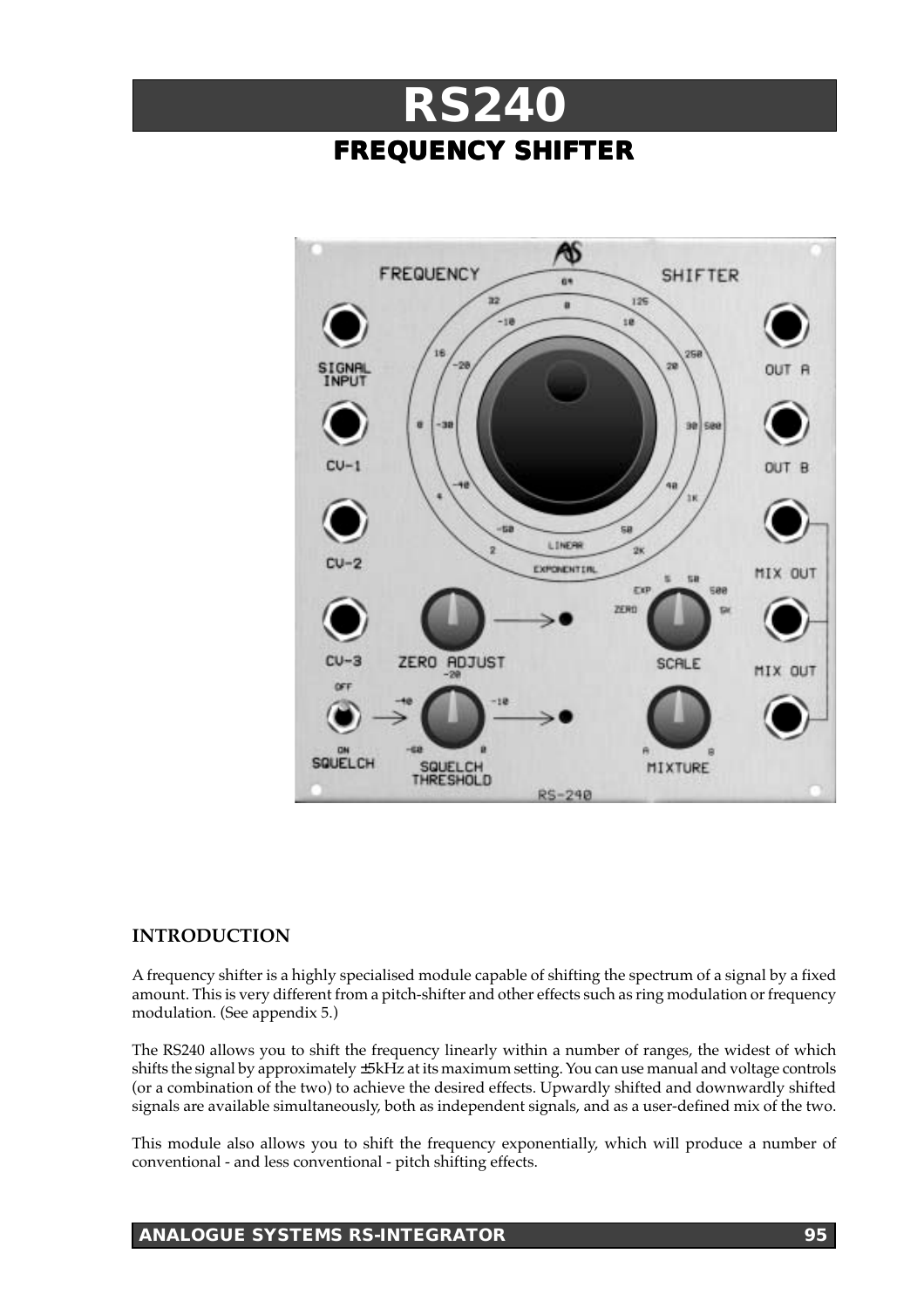# RS240

## FREQUENCY SHIFTER

### INTRODUCTION

A frequency shifter is a highly specialised module capable of shifting the spectrum of a signal by a fixed amount. This is very different from a pitch-shifter and other effects such as ring modulation or frequency modulation. (See appendix 5.)

The RS240 allows you to shift the frequency linearly within a number of ranges, the widest of which shifts the signal by approximately ±5kHz at its maximum setting. You can use manual and voltage controls (or a combination of the two) to achieve the desired effects. Upwardly shifted and downwardly shifted signals are available simultaneously, both as independent signals, and as a user-defined mix of the two.

This module also allows you to shift the frequency exponentially, which will produce a number of conventional - and less conventional - pitch shifting effects.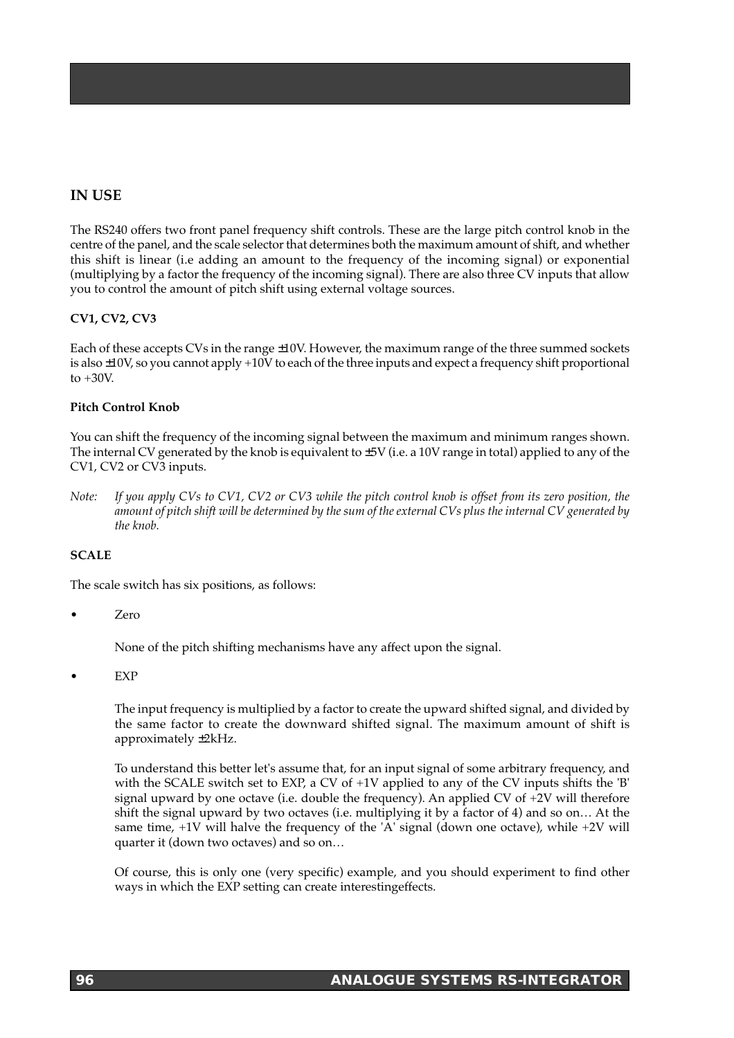## IN USE

The RS240 offers two front panel frequency shift controls. These are the large pitch control knob in the centre of the panel, and the scale selector that determines both the maximum amount of shift, and whether this shift is linear (i.e adding an amount to the frequency of the incoming signal) or exponential (multiplying by a factor the frequency of the incoming signal). There are also three CV inputs that allow you to control the amount of pitch shift using external voltage sources.

**CV1, CV2, CV3**

Each of these accepts CVs in the range ±10V. However, the maximum range of the three summed sockets is also ±10V, so you cannot apply +10V to each of the three inputs and expect a frequency shift proportional to +30V.

**Pitch Control Knob**

You can shift the frequency of the incoming signal between the maximum and minimum ranges shown. The internal CV generated by the knob is equivalent to ±5V (i.e. a 10V range in total) applied to any of the CV1, CV2 or CV3 inputs.

*Note: If you apply CVs to CV1, CV2 or CV3 while the pitch control knob is offset from its zero position, the amount of pitch shift will be determined by the sum of the external CVs plus the internal CV generated by the knob.*

**SCALE**

The scale switch has six positions, as follows:

- Zero

  None of the pitch shifting mechanisms have any affect upon the signal.

- EXP

  The input frequency is multiplied by a factor to create the upward shifted signal, and divided by the same factor to create the downward shifted signal. The maximum amount of shift is approximately ±2kHz.

  To understand this better let's assume that, for an input signal of some arbitrary frequency, and with the SCALE switch set to EXP, a CV of +1V applied to any of the CV inputs shifts the 'B' signal upward by one octave (i.e. double the frequency). An applied CV of +2V will therefore shift the signal upward by two octaves (i.e. multiplying it by a factor of 4) and so on… At the same time, +1V will halve the frequency of the 'A' signal (down one octave), while +2V will quarter it (down two octaves) and so on…

  Of course, this is only one (very specific) example, and you should experiment to find other ways in which the EXP setting can create interestingeffects.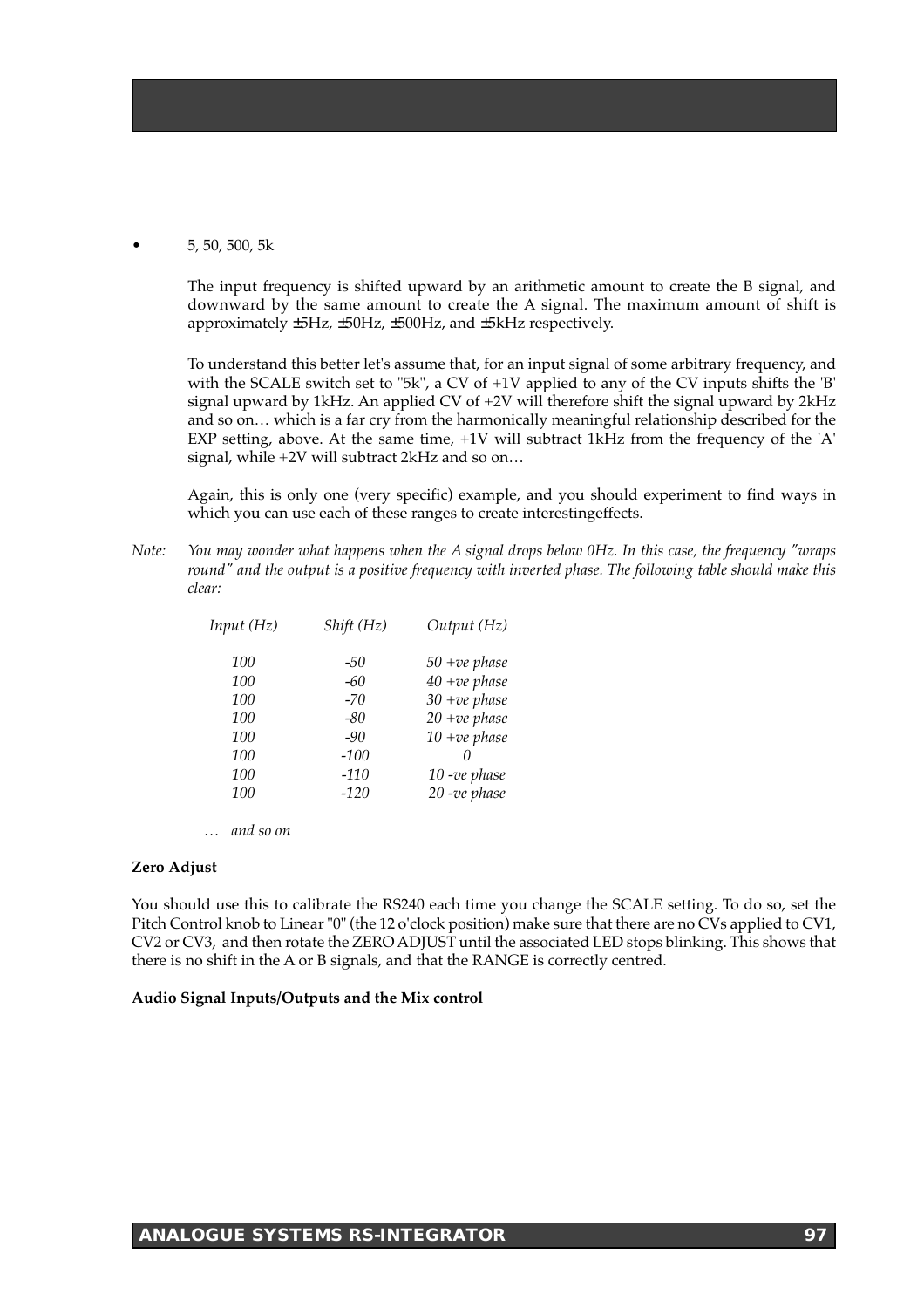- 5, 50, 500, 5k

  The input frequency is shifted upward by an arithmetic amount to create the B signal, and downward by the same amount to create the A signal. The maximum amount of shift is approximately ±5Hz, ±50Hz, ±500Hz, and ±5kHz respectively.

  To understand this better let's assume that, for an input signal of some arbitrary frequency, and with the SCALE switch set to "5k", a CV of +1V applied to any of the CV inputs shifts the 'B' signal upward by 1kHz. An applied CV of +2V will therefore shift the signal upward by 2kHz and so on… which is a far cry from the harmonically meaningful relationship described for the EXP setting, above. At the same time, +1V will subtract 1kHz from the frequency of the 'A' signal, while +2V will subtract 2kHz and so on…

  Again, this is only one (very specific) example, and you should experiment to find ways in which you can use each of these ranges to create interestingeffects.

*Note: You may wonder what happens when the A signal drops below 0Hz. In this case, the frequency "wraps round" and the output is a positive frequency with inverted phase. The following table should make this clear:*

| *Input (Hz)* | *Shift (Hz)* | *Output (Hz)* |
|---|---|---|
| *100* | *-50* | *50 +ve phase* |
| *100* | *-60* | *40 +ve phase* |
| *100* | *-70* | *30 +ve phase* |
| *100* | *-80* | *20 +ve phase* |
| *100* | *-90* | *10 +ve phase* |
| *100* | *-100* | *0* |
| *100* | *-110* | *10 -ve phase* |
| *100* | *-120* | *20 -ve phase* |

*… and so on*

**Zero Adjust**

You should use this to calibrate the RS240 each time you change the SCALE setting. To do so, set the Pitch Control knob to Linear "0" (the 12 o'clock position) make sure that there are no CVs applied to CV1, CV2 or CV3, and then rotate the ZERO ADJUST until the associated LED stops blinking. This shows that there is no shift in the A or B signals, and that the RANGE is correctly centred.

**Audio Signal Inputs/Outputs and the Mix control**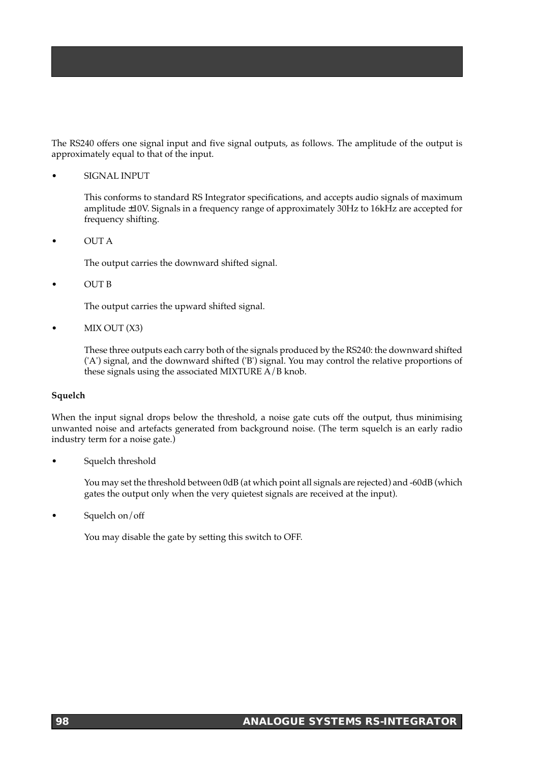The RS240 offers one signal input and five signal outputs, as follows. The amplitude of the output is approximately equal to that of the input.

- SIGNAL INPUT

  This conforms to standard RS Integrator specifications, and accepts audio signals of maximum amplitude ±10V. Signals in a frequency range of approximately 30Hz to 16kHz are accepted for frequency shifting.

- OUT A

  The output carries the downward shifted signal.

- OUT B

  The output carries the upward shifted signal.

- MIX OUT (X3)

  These three outputs each carry both of the signals produced by the RS240: the downward shifted ('A') signal, and the downward shifted ('B') signal. You may control the relative proportions of these signals using the associated MIXTURE A/B knob.

**Squelch**

When the input signal drops below the threshold, a noise gate cuts off the output, thus minimising unwanted noise and artefacts generated from background noise. (The term squelch is an early radio industry term for a noise gate.)

- Squelch threshold

  You may set the threshold between 0dB (at which point all signals are rejected) and -60dB (which gates the output only when the very quietest signals are received at the input).

- Squelch on/off

  You may disable the gate by setting this switch to OFF.